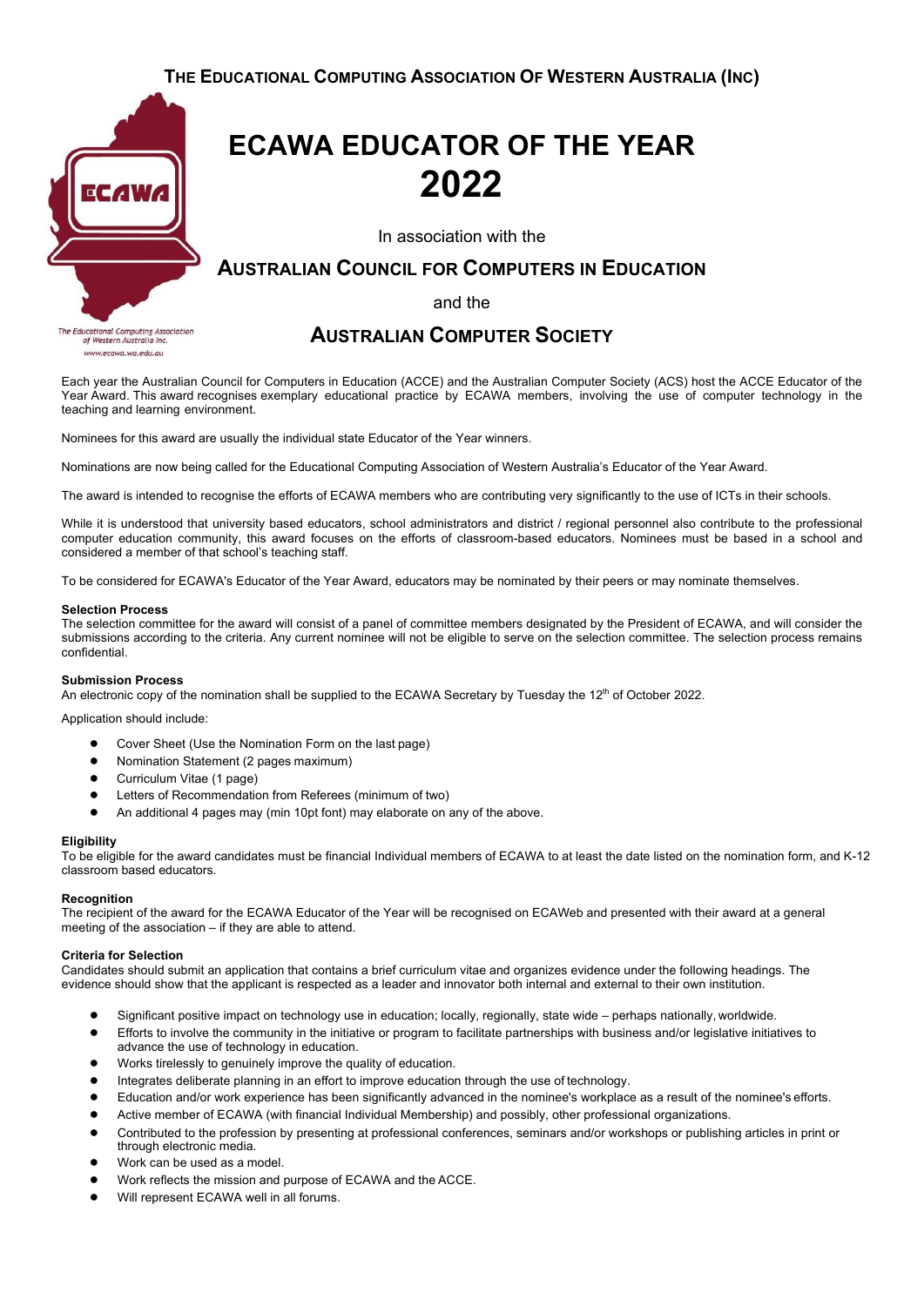The Educational Computing Association Of Western Australia (Inc)

# ECAWA EDUCATOR OF THE YEAR 2022

In association with the

## Australian Council for Computers in Education

and the

## Australian Computer Society

The Educational Computing Association of Western Australia Inc.
www.ecawa.wa.edu.au

Each year the Australian Council for Computers in Education (ACCE) and the Australian Computer Society (ACS) host the ACCE Educator of the Year Award. This award recognises exemplary educational practice by ECAWA members, involving the use of computer technology in the teaching and learning environment.

Nominees for this award are usually the individual state Educator of the Year winners.

Nominations are now being called for the Educational Computing Association of Western Australia's Educator of the Year Award.

The award is intended to recognise the efforts of ECAWA members who are contributing very significantly to the use of ICTs in their schools.

While it is understood that university based educators, school administrators and district / regional personnel also contribute to the professional computer education community, this award focuses on the efforts of classroom-based educators. Nominees must be based in a school and considered a member of that school's teaching staff.

To be considered for ECAWA's Educator of the Year Award, educators may be nominated by their peers or may nominate themselves.

**Selection Process**
The selection committee for the award will consist of a panel of committee members designated by the President of ECAWA, and will consider the submissions according to the criteria. Any current nominee will not be eligible to serve on the selection committee. The selection process remains confidential.

**Submission Process**
An electronic copy of the nomination shall be supplied to the ECAWA Secretary by Tuesday the 12th of October 2022.

Application should include:

- Cover Sheet (Use the Nomination Form on the last page)
- Nomination Statement (2 pages maximum)
- Curriculum Vitae (1 page)
- Letters of Recommendation from Referees (minimum of two)
- An additional 4 pages may (min 10pt font) may elaborate on any of the above.

**Eligibility**
To be eligible for the award candidates must be financial Individual members of ECAWA to at least the date listed on the nomination form, and K-12 classroom based educators.

**Recognition**
The recipient of the award for the ECAWA Educator of the Year will be recognised on ECAWeb and presented with their award at a general meeting of the association – if they are able to attend.

**Criteria for Selection**
Candidates should submit an application that contains a brief curriculum vitae and organizes evidence under the following headings. The evidence should show that the applicant is respected as a leader and innovator both internal and external to their own institution.

- Significant positive impact on technology use in education; locally, regionally, state wide – perhaps nationally, worldwide.
- Efforts to involve the community in the initiative or program to facilitate partnerships with business and/or legislative initiatives to advance the use of technology in education.
- Works tirelessly to genuinely improve the quality of education.
- Integrates deliberate planning in an effort to improve education through the use of technology.
- Education and/or work experience has been significantly advanced in the nominee's workplace as a result of the nominee's efforts.
- Active member of ECAWA (with financial Individual Membership) and possibly, other professional organizations.
- Contributed to the profession by presenting at professional conferences, seminars and/or workshops or publishing articles in print or through electronic media.
- Work can be used as a model.
- Work reflects the mission and purpose of ECAWA and the ACCE.
- Will represent ECAWA well in all forums.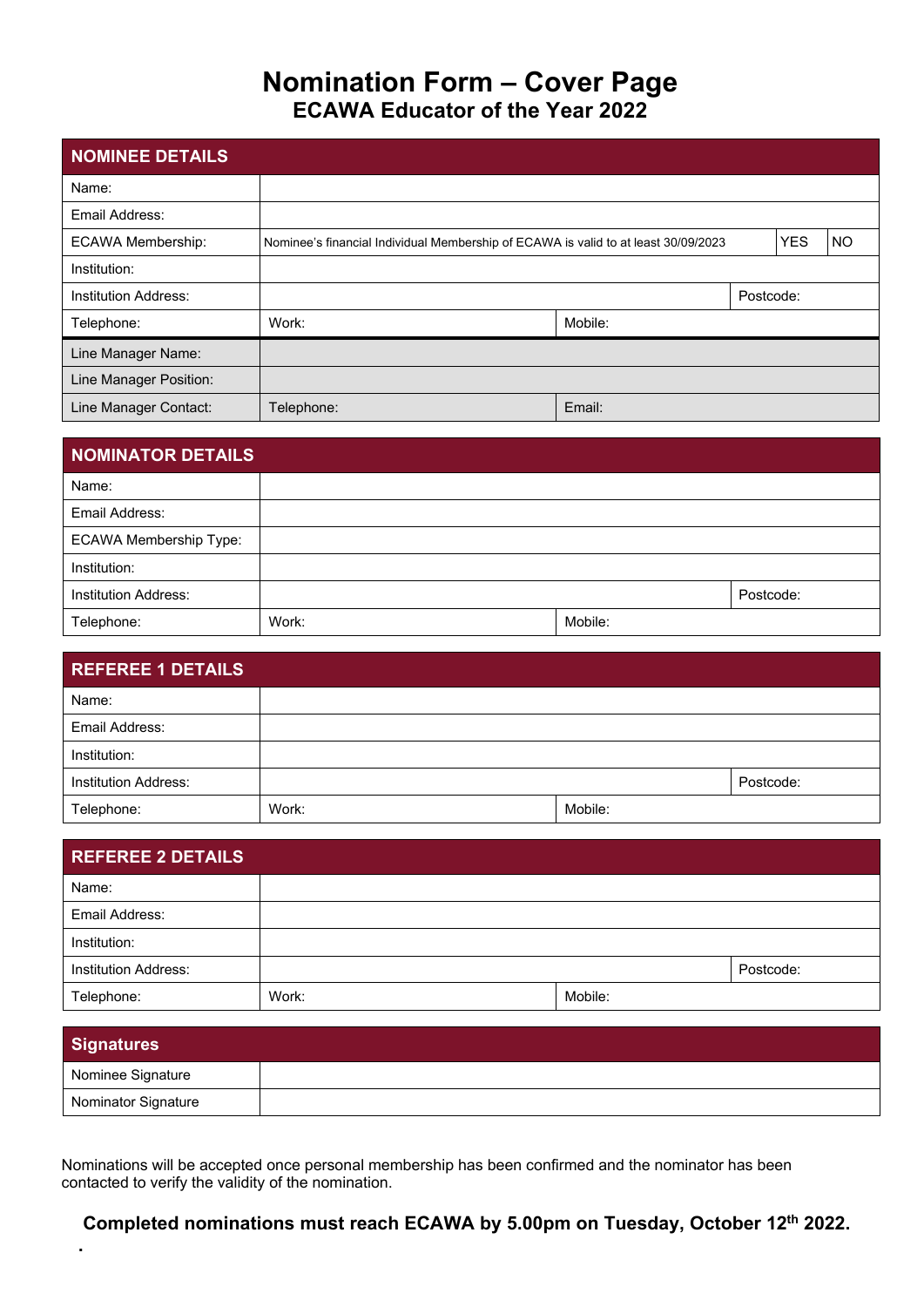# Nomination Form – Cover Page

## ECAWA Educator of the Year 2022

| NOMINEE DETAILS | | | | |
|---|---|---|---|---|
| Name: | | | | |
| Email Address: | | | | |
| ECAWA Membership: | Nominee's financial Individual Membership of ECAWA is valid to at least 30/09/2023 | | YES | NO |
| Institution: | | | | |
| Institution Address: | | | Postcode: | |
| Telephone: | Work: | Mobile: | | |
| Line Manager Name: | | | | |
| Line Manager Position: | | | | |
| Line Manager Contact: | Telephone: | Email: | | |

| NOMINATOR DETAILS | | | |
|---|---|---|---|
| Name: | | | |
| Email Address: | | | |
| ECAWA Membership Type: | | | |
| Institution: | | | |
| Institution Address: | | | Postcode: |
| Telephone: | Work: | Mobile: | |

| REFEREE 1 DETAILS | | | |
|---|---|---|---|
| Name: | | | |
| Email Address: | | | |
| Institution: | | | |
| Institution Address: | | | Postcode: |
| Telephone: | Work: | Mobile: | |

| REFEREE 2 DETAILS | | | |
|---|---|---|---|
| Name: | | | |
| Email Address: | | | |
| Institution: | | | |
| Institution Address: | | | Postcode: |
| Telephone: | Work: | Mobile: | |

| Signatures | |
|---|---|
| Nominee Signature | |
| Nominator Signature | |

Nominations will be accepted once personal membership has been confirmed and the nominator has been contacted to verify the validity of the nomination.

**Completed nominations must reach ECAWA by 5.00pm on Tuesday, October 12th 2022.**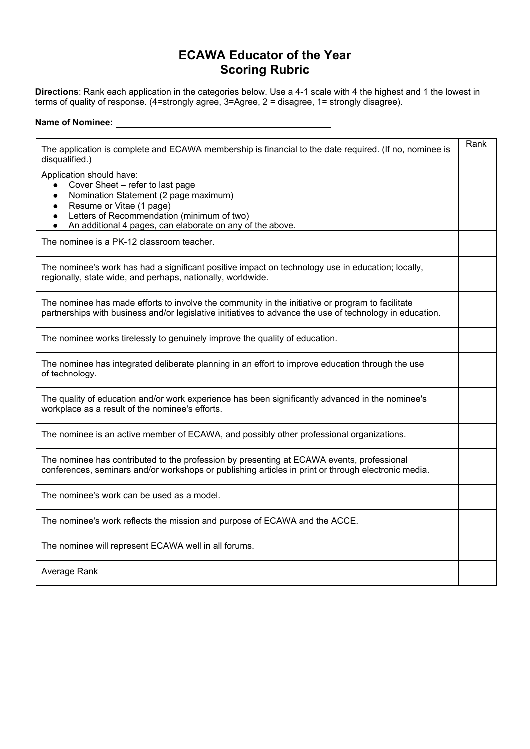# ECAWA Educator of the Year
# Scoring Rubric

**Directions**: Rank each application in the categories below. Use a 4-1 scale with 4 the highest and 1 the lowest in terms of quality of response. (4=strongly agree, 3=Agree, 2 = disagree, 1= strongly disagree).

**Name of Nominee:** ________________________________________________

| | Rank |
|---|---|
| The application is complete and ECAWA membership is financial to the date required. (If no, nominee is disqualified.)<br><br>Application should have:<br>• Cover Sheet – refer to last page<br>• Nomination Statement (2 page maximum)<br>• Resume or Vitae (1 page)<br>• Letters of Recommendation (minimum of two)<br>• An additional 4 pages, can elaborate on any of the above. | |
| The nominee is a PK-12 classroom teacher. | |
| The nominee's work has had a significant positive impact on technology use in education; locally, regionally, state wide, and perhaps, nationally, worldwide. | |
| The nominee has made efforts to involve the community in the initiative or program to facilitate partnerships with business and/or legislative initiatives to advance the use of technology in education. | |
| The nominee works tirelessly to genuinely improve the quality of education. | |
| The nominee has integrated deliberate planning in an effort to improve education through the use of technology. | |
| The quality of education and/or work experience has been significantly advanced in the nominee's workplace as a result of the nominee's efforts. | |
| The nominee is an active member of ECAWA, and possibly other professional organizations. | |
| The nominee has contributed to the profession by presenting at ECAWA events, professional conferences, seminars and/or workshops or publishing articles in print or through electronic media. | |
| The nominee's work can be used as a model. | |
| The nominee's work reflects the mission and purpose of ECAWA and the ACCE. | |
| The nominee will represent ECAWA well in all forums. | |
| Average Rank | |